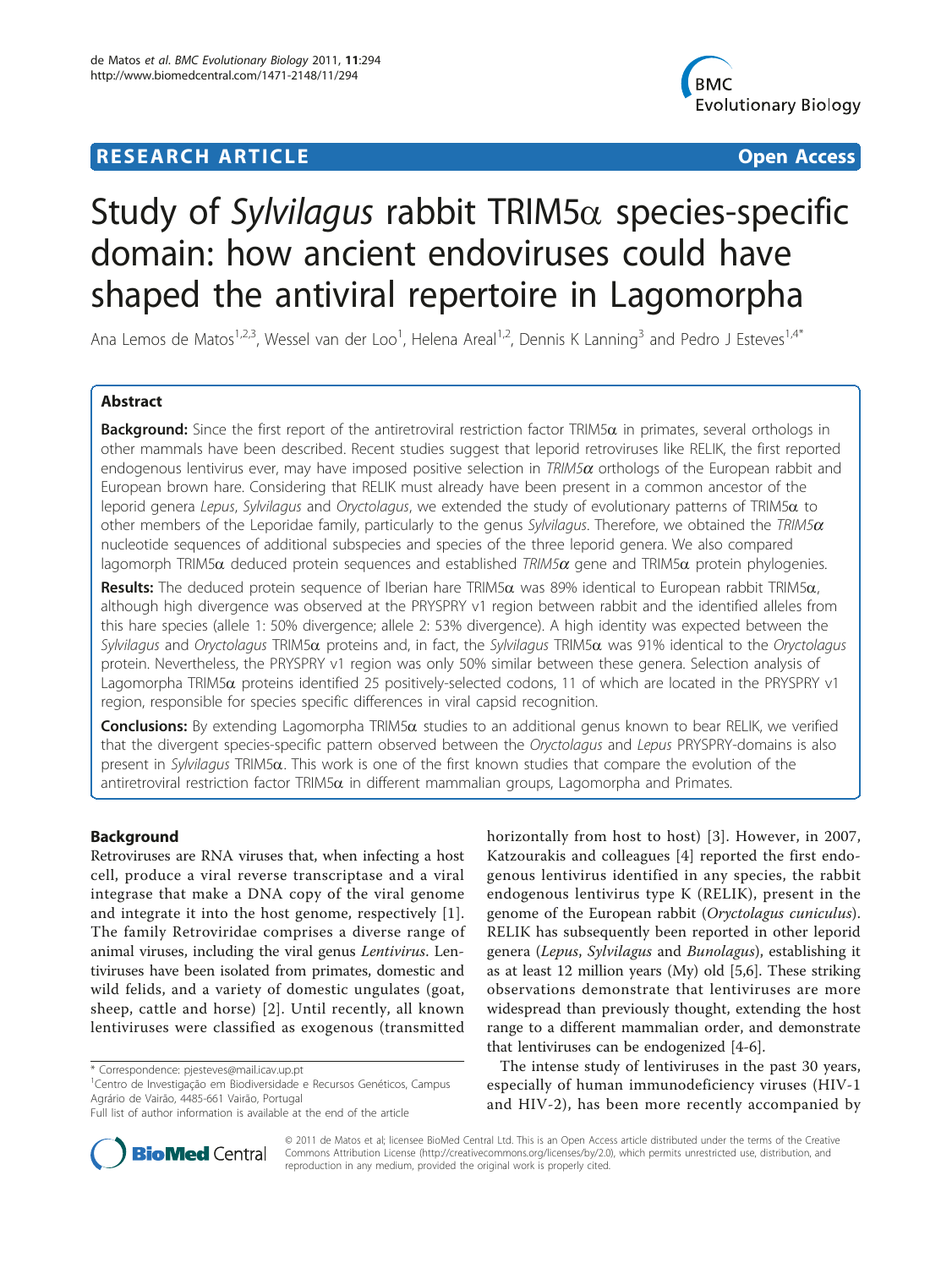RESEARCH ARTICLE **Open Access**

# Study of *Sylvilagus* rabbit TRIM5α species-specific domain: how ancient endoviruses could have shaped the antiviral repertoire in Lagomorpha

Ana Lemos de Matos[1,2,3], Wessel van der Loo[1], Helena Areal[1,2], Dennis K Lanning[3] and Pedro J Esteves[1,4*]

## Abstract

**Background:** Since the first report of the antiretroviral restriction factor TRIM5α in primates, several orthologs in other mammals have been described. Recent studies suggest that leporid retroviruses like RELIK, the first reported endogenous lentivirus ever, may have imposed positive selection in *TRIM5α* orthologs of the European rabbit and European brown hare. Considering that RELIK must already have been present in a common ancestor of the leporid genera *Lepus*, *Sylvilagus* and *Oryctolagus*, we extended the study of evolutionary patterns of TRIM5α to other members of the Leporidae family, particularly to the genus *Sylvilagus*. Therefore, we obtained the *TRIM5α* nucleotide sequences of additional subspecies and species of the three leporid genera. We also compared lagomorph TRIM5α deduced protein sequences and established *TRIM5α* gene and TRIM5α protein phylogenies.

**Results:** The deduced protein sequence of Iberian hare TRIM5α was 89% identical to European rabbit TRIM5α, although high divergence was observed at the PRYSPRY v1 region between rabbit and the identified alleles from this hare species (allele 1: 50% divergence; allele 2: 53% divergence). A high identity was expected between the *Sylvilagus* and *Oryctolagus* TRIM5α proteins and, in fact, the *Sylvilagus* TRIM5α was 91% identical to the *Oryctolagus* protein. Nevertheless, the PRYSPRY v1 region was only 50% similar between these genera. Selection analysis of Lagomorpha TRIM5α proteins identified 25 positively-selected codons, 11 of which are located in the PRYSPRY v1 region, responsible for species specific differences in viral capsid recognition.

**Conclusions:** By extending Lagomorpha TRIM5α studies to an additional genus known to bear RELIK, we verified that the divergent species-specific pattern observed between the *Oryctolagus* and *Lepus* PRYSPRY-domains is also present in *Sylvilagus* TRIM5α. This work is one of the first known studies that compare the evolution of the antiretroviral restriction factor TRIM5α in different mammalian groups, Lagomorpha and Primates.

## Background

Retroviruses are RNA viruses that, when infecting a host cell, produce a viral reverse transcriptase and a viral integrase that make a DNA copy of the viral genome and integrate it into the host genome, respectively [1]. The family Retroviridae comprises a diverse range of animal viruses, including the viral genus *Lentivirus*. Lentiviruses have been isolated from primates, domestic and wild felids, and a variety of domestic ungulates (goat, sheep, cattle and horse) [2]. Until recently, all known lentiviruses were classified as exogenous (transmitted horizontally from host to host) [3]. However, in 2007, Katzourakis and colleagues [4] reported the first endogenous lentivirus identified in any species, the rabbit endogenous lentivirus type K (RELIK), present in the genome of the European rabbit (*Oryctolagus cuniculus*). RELIK has subsequently been reported in other leporid genera (*Lepus*, *Sylvilagus* and *Bunolagus*), establishing it as at least 12 million years (My) old [5,6]. These striking observations demonstrate that lentiviruses are more widespread than previously thought, extending the host range to a different mammalian order, and demonstrate that lentiviruses can be endogenized [4-6].

The intense study of lentiviruses in the past 30 years, especially of human immunodeficiency viruses (HIV-1 and HIV-2), has been more recently accompanied by

\* Correspondence: pjesteves@mail.icav.up.pt
[1]Centro de Investigação em Biodiversidade e Recursos Genéticos, Campus Agrário de Vairão, 4485-661 Vairão, Portugal
Full list of author information is available at the end of the article

© 2011 de Matos et al; licensee BioMed Central Ltd. This is an Open Access article distributed under the terms of the Creative Commons Attribution License (http://creativecommons.org/licenses/by/2.0), which permits unrestricted use, distribution, and reproduction in any medium, provided the original work is properly cited.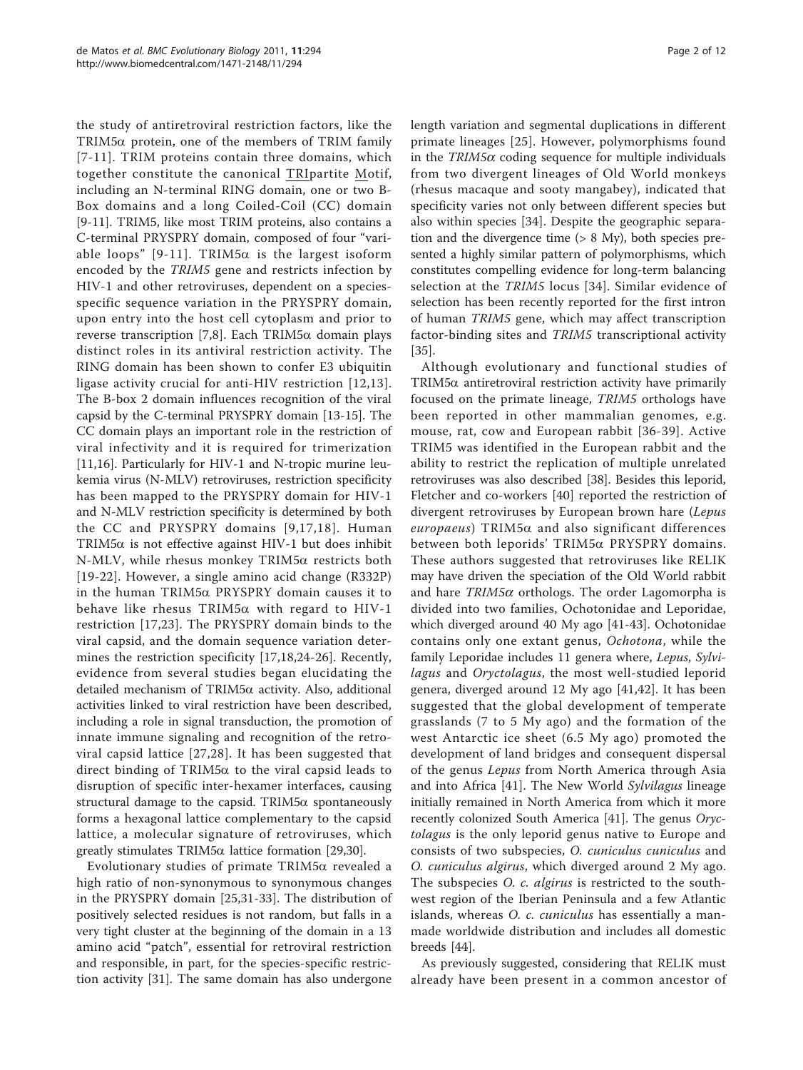the study of antiretroviral restriction factors, like the TRIM5α protein, one of the members of TRIM family [7-11]. TRIM proteins contain three domains, which together constitute the canonical TRIpartite Motif, including an N-terminal RING domain, one or two B-Box domains and a long Coiled-Coil (CC) domain [9-11]. TRIM5, like most TRIM proteins, also contains a C-terminal PRYSPRY domain, composed of four "variable loops" [9-11]. TRIM5α is the largest isoform encoded by the *TRIM5* gene and restricts infection by HIV-1 and other retroviruses, dependent on a species-specific sequence variation in the PRYSPRY domain, upon entry into the host cell cytoplasm and prior to reverse transcription [7,8]. Each TRIM5α domain plays distinct roles in its antiviral restriction activity. The RING domain has been shown to confer E3 ubiquitin ligase activity crucial for anti-HIV restriction [12,13]. The B-box 2 domain influences recognition of the viral capsid by the C-terminal PRYSPRY domain [13-15]. The CC domain plays an important role in the restriction of viral infectivity and it is required for trimerization [11,16]. Particularly for HIV-1 and N-tropic murine leukemia virus (N-MLV) retroviruses, restriction specificity has been mapped to the PRYSPRY domain for HIV-1 and N-MLV restriction specificity is determined by both the CC and PRYSPRY domains [9,17,18]. Human TRIM5α is not effective against HIV-1 but does inhibit N-MLV, while rhesus monkey TRIM5α restricts both [19-22]. However, a single amino acid change (R332P) in the human TRIM5α PRYSPRY domain causes it to behave like rhesus TRIM5α with regard to HIV-1 restriction [17,23]. The PRYSPRY domain binds to the viral capsid, and the domain sequence variation determines the restriction specificity [17,18,24-26]. Recently, evidence from several studies began elucidating the detailed mechanism of TRIM5α activity. Also, additional activities linked to viral restriction have been described, including a role in signal transduction, the promotion of innate immune signaling and recognition of the retroviral capsid lattice [27,28]. It has been suggested that direct binding of TRIM5α to the viral capsid leads to disruption of specific inter-hexamer interfaces, causing structural damage to the capsid. TRIM5α spontaneously forms a hexagonal lattice complementary to the capsid lattice, a molecular signature of retroviruses, which greatly stimulates TRIM5α lattice formation [29,30].

Evolutionary studies of primate TRIM5α revealed a high ratio of non-synonymous to synonymous changes in the PRYSPRY domain [25,31-33]. The distribution of positively selected residues is not random, but falls in a very tight cluster at the beginning of the domain in a 13 amino acid "patch", essential for retroviral restriction and responsible, in part, for the species-specific restriction activity [31]. The same domain has also undergone length variation and segmental duplications in different primate lineages [25]. However, polymorphisms found in the *TRIM5α* coding sequence for multiple individuals from two divergent lineages of Old World monkeys (rhesus macaque and sooty mangabey), indicated that specificity varies not only between different species but also within species [34]. Despite the geographic separation and the divergence time (> 8 My), both species presented a highly similar pattern of polymorphisms, which constitutes compelling evidence for long-term balancing selection at the *TRIM5* locus [34]. Similar evidence of selection has been recently reported for the first intron of human *TRIM5* gene, which may affect transcription factor-binding sites and *TRIM5* transcriptional activity [35].

Although evolutionary and functional studies of TRIM5α antiretroviral restriction activity have primarily focused on the primate lineage, *TRIM5* orthologs have been reported in other mammalian genomes, e.g. mouse, rat, cow and European rabbit [36-39]. Active TRIM5 was identified in the European rabbit and the ability to restrict the replication of multiple unrelated retroviruses was also described [38]. Besides this leporid, Fletcher and co-workers [40] reported the restriction of divergent retroviruses by European brown hare (*Lepus europaeus*) TRIM5α and also significant differences between both leporids' TRIM5α PRYSPRY domains. These authors suggested that retroviruses like RELIK may have driven the speciation of the Old World rabbit and hare *TRIM5α* orthologs. The order Lagomorpha is divided into two families, Ochotonidae and Leporidae, which diverged around 40 My ago [41-43]. Ochotonidae contains only one extant genus, *Ochotona*, while the family Leporidae includes 11 genera where, *Lepus*, *Sylvilagus* and *Oryctolagus*, the most well-studied leporid genera, diverged around 12 My ago [41,42]. It has been suggested that the global development of temperate grasslands (7 to 5 My ago) and the formation of the west Antarctic ice sheet (6.5 My ago) promoted the development of land bridges and consequent dispersal of the genus *Lepus* from North America through Asia and into Africa [41]. The New World *Sylvilagus* lineage initially remained in North America from which it more recently colonized South America [41]. The genus *Oryctolagus* is the only leporid genus native to Europe and consists of two subspecies, *O. cuniculus cuniculus* and *O. cuniculus algirus*, which diverged around 2 My ago. The subspecies *O. c. algirus* is restricted to the southwest region of the Iberian Peninsula and a few Atlantic islands, whereas *O. c. cuniculus* has essentially a man-made worldwide distribution and includes all domestic breeds [44].

As previously suggested, considering that RELIK must already have been present in a common ancestor of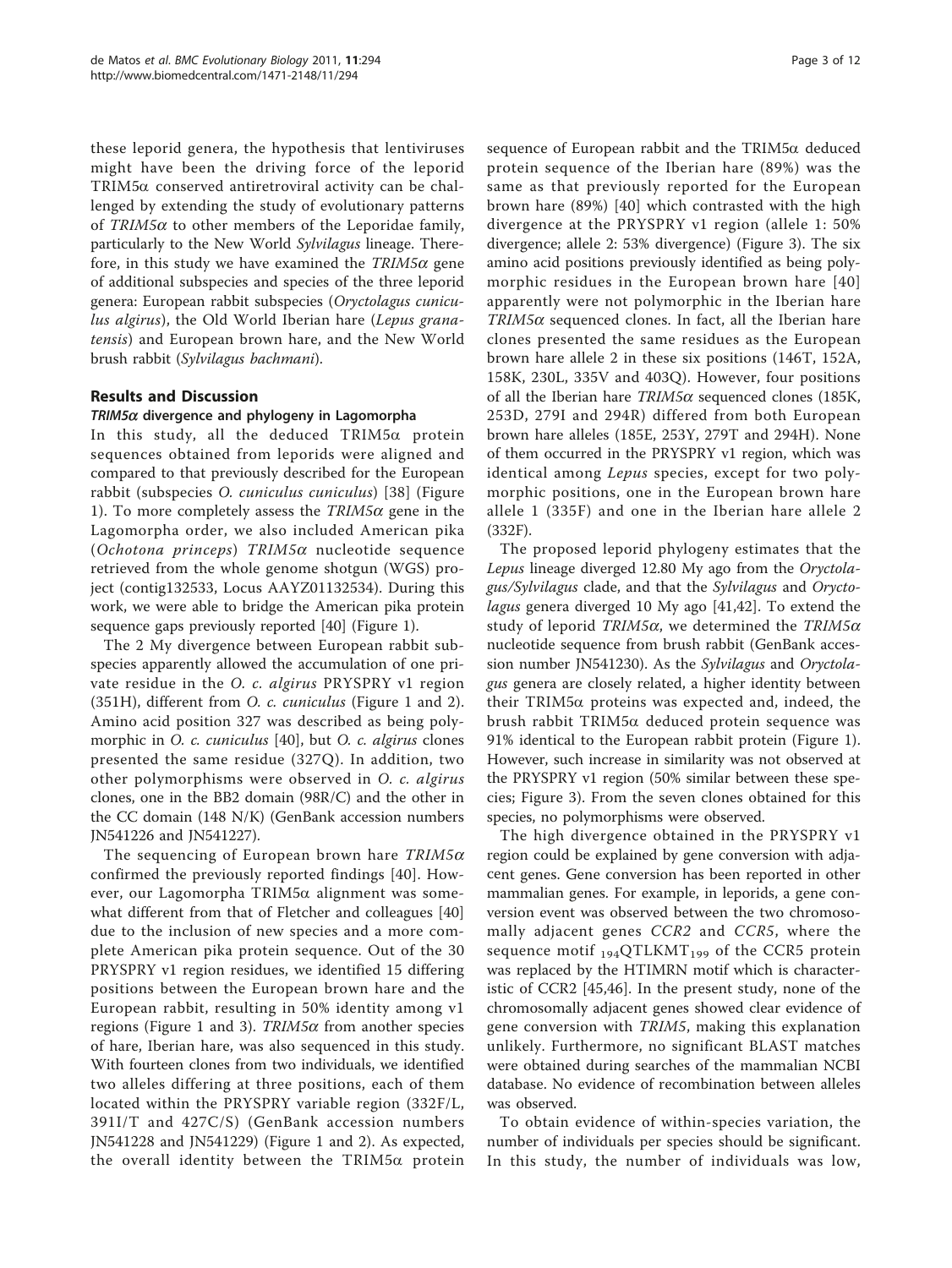these leporid genera, the hypothesis that lentiviruses might have been the driving force of the leporid TRIM5α conserved antiretroviral activity can be challenged by extending the study of evolutionary patterns of *TRIM5α* to other members of the Leporidae family, particularly to the New World *Sylvilagus* lineage. Therefore, in this study we have examined the *TRIM5α* gene of additional subspecies and species of the three leporid genera: European rabbit subspecies (*Oryctolagus cuniculus algirus*), the Old World Iberian hare (*Lepus granatensis*) and European brown hare, and the New World brush rabbit (*Sylvilagus bachmani*).

## Results and Discussion

### *TRIM5α* divergence and phylogeny in Lagomorpha

In this study, all the deduced TRIM5α protein sequences obtained from leporids were aligned and compared to that previously described for the European rabbit (subspecies *O. cuniculus cuniculus*) [38] (Figure 1). To more completely assess the *TRIM5α* gene in the Lagomorpha order, we also included American pika (*Ochotona princeps*) *TRIM5α* nucleotide sequence retrieved from the whole genome shotgun (WGS) project (contig132533, Locus AAYZ01132534). During this work, we were able to bridge the American pika protein sequence gaps previously reported [40] (Figure 1).

The 2 My divergence between European rabbit subspecies apparently allowed the accumulation of one private residue in the *O. c. algirus* PRYSPRY v1 region (351H), different from *O. c. cuniculus* (Figure 1 and 2). Amino acid position 327 was described as being polymorphic in *O. c. cuniculus* [40], but *O. c. algirus* clones presented the same residue (327Q). In addition, two other polymorphisms were observed in *O. c. algirus* clones, one in the BB2 domain (98R/C) and the other in the CC domain (148 N/K) (GenBank accession numbers JN541226 and JN541227).

The sequencing of European brown hare *TRIM5α* confirmed the previously reported findings [40]. However, our Lagomorpha TRIM5α alignment was somewhat different from that of Fletcher and colleagues [40] due to the inclusion of new species and a more complete American pika protein sequence. Out of the 30 PRYSPRY v1 region residues, we identified 15 differing positions between the European brown hare and the European rabbit, resulting in 50% identity among v1 regions (Figure 1 and 3). *TRIM5α* from another species of hare, Iberian hare, was also sequenced in this study. With fourteen clones from two individuals, we identified two alleles differing at three positions, each of them located within the PRYSPRY variable region (332F/L, 391I/T and 427C/S) (GenBank accession numbers JN541228 and JN541229) (Figure 1 and 2). As expected, the overall identity between the TRIM5α protein sequence of European rabbit and the TRIM5α deduced protein sequence of the Iberian hare (89%) was the same as that previously reported for the European brown hare (89%) [40] which contrasted with the high divergence at the PRYSPRY v1 region (allele 1: 50% divergence; allele 2: 53% divergence) (Figure 3). The six amino acid positions previously identified as being polymorphic residues in the European brown hare [40] apparently were not polymorphic in the Iberian hare *TRIM5α* sequenced clones. In fact, all the Iberian hare clones presented the same residues as the European brown hare allele 2 in these six positions (146T, 152A, 158K, 230L, 335V and 403Q). However, four positions of all the Iberian hare *TRIM5α* sequenced clones (185K, 253D, 279I and 294R) differed from both European brown hare alleles (185E, 253Y, 279T and 294H). None of them occurred in the PRYSPRY v1 region, which was identical among *Lepus* species, except for two polymorphic positions, one in the European brown hare allele 1 (335F) and one in the Iberian hare allele 2 (332F).

The proposed leporid phylogeny estimates that the *Lepus* lineage diverged 12.80 My ago from the *Oryctolagus/Sylvilagus* clade, and that the *Sylvilagus* and *Oryctolagus* genera diverged 10 My ago [41,42]. To extend the study of leporid *TRIM5α*, we determined the *TRIM5α* nucleotide sequence from brush rabbit (GenBank accession number JN541230). As the *Sylvilagus* and *Oryctolagus* genera are closely related, a higher identity between their TRIM5α proteins was expected and, indeed, the brush rabbit TRIM5α deduced protein sequence was 91% identical to the European rabbit protein (Figure 1). However, such increase in similarity was not observed at the PRYSPRY v1 region (50% similar between these species; Figure 3). From the seven clones obtained for this species, no polymorphisms were observed.

The high divergence obtained in the PRYSPRY v1 region could be explained by gene conversion with adjacent genes. Gene conversion has been reported in other mammalian genes. For example, in leporids, a gene conversion event was observed between the two chromosomally adjacent genes *CCR2* and *CCR5*, where the sequence motif ${}_{194}$QTLKMT${}_{199}$ of the CCR5 protein was replaced by the HTIMRN motif which is characteristic of CCR2 [45,46]. In the present study, none of the chromosomally adjacent genes showed clear evidence of gene conversion with *TRIM5*, making this explanation unlikely. Furthermore, no significant BLAST matches were obtained during searches of the mammalian NCBI database. No evidence of recombination between alleles was observed.

To obtain evidence of within-species variation, the number of individuals per species should be significant. In this study, the number of individuals was low,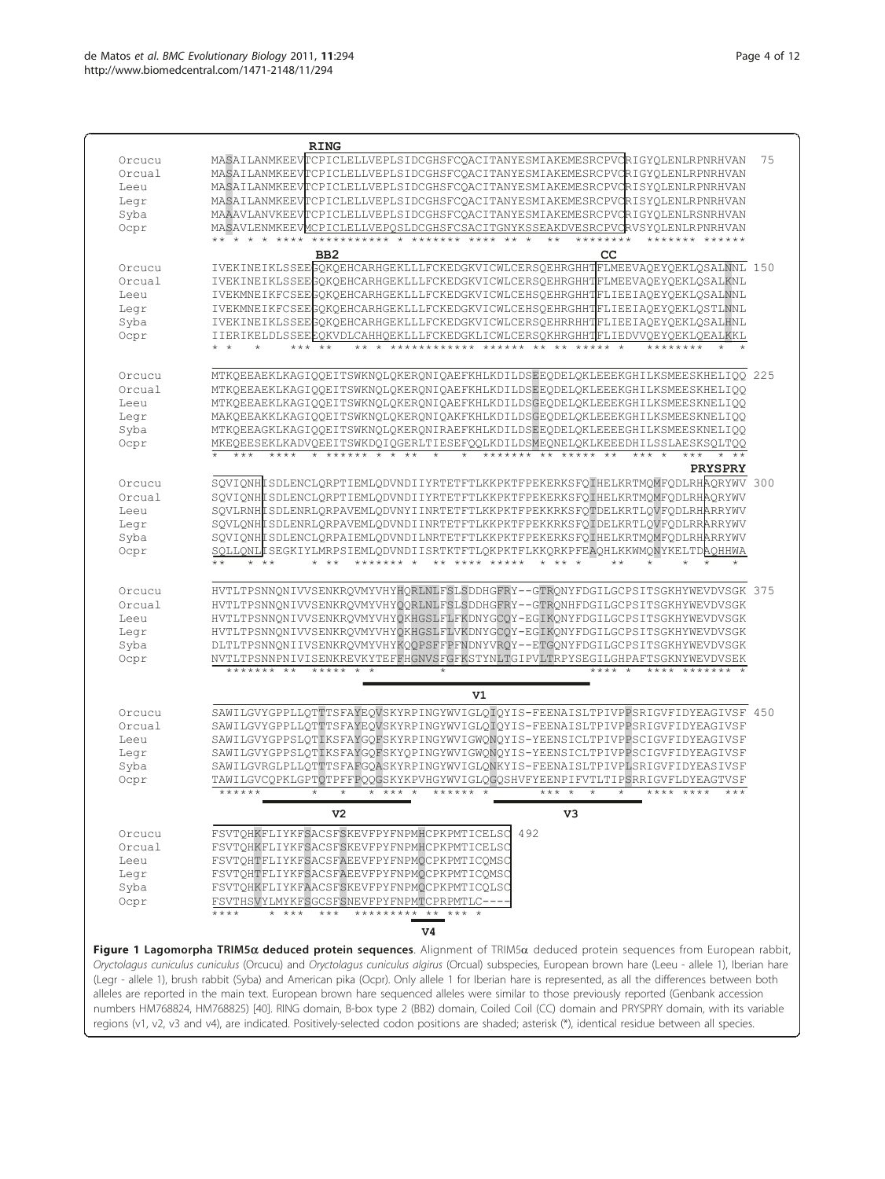```
                  RING
Orcucu   MASAILANMKEEVTCPICLELLVEPLSIDCGHSFCQACITANYESMIAKEMESRCPVCRIGYQLENLRPNRHVAN  75
Orcual   MASAILANMKEEVTCPICLELLVEPLSIDCGHSFCQACITANYESMIAKEMESRCPVCRIGYQLENLRPNRHVAN
Leeu     MASAILANMKEEVTCPICLELLVEPLSIDCGHSFCQACITANYESMIAKEMESRCPVCRISYQLENLRPNRHVAN
Legr     MASAILANMKEEVTCPICLELLVEPLSIDCGHSFCQACITANYESMIAKEMESRCPVCRISYQLENLRPNRHVAN
Syba     MAAAVLANVKEEVTCPICLELLVEPLSIDCGHSFCQACITANYESMIAKEMESRCPVCRIGYQLENLRSNRHVAN
Ocpr     MASAVLENMKEEVMCPICLELLVEPQSLDCGHSFCSACITGNYKSSEAKDVESRCPVCRVSYQLENLRPNRHVAN

                  BB2                                          CC
Orcucu   IVEKINEIKLSSEEGQKQEHCARHGEKLLLFCKEDGKVICWLCERSQEHRGHHTFLMEEVAQEYQEKLQSALNNL 150
Orcual   IVEKINEIKLSSEEGQKQEHCARHGEKLLLFCKEDGKVICWLCERSQEHRGHHTFLMEEVAQEYQEKLQSALKNL
Leeu     IVEKMNEIKFCSEEGQKQEHCARHGEKLLLFCKEDGKVICWLCEHSQEHRGHHTFLIEEIAQEYQEKLQSALNNL
Legr     IVEKMNEIKFCSEEGQKQEHCARHGEKLLLFCKEDGKVICWLCEHSQEHRGHHTFLIEEIAQEYQEKLQSTLNNL
Syba     IVEKINEIKLSSEEGQKQEHCARHGEKLLLFCKEDGKVICWLCERSQEHRRHHTFLIEEIAQEYQEKLQSALHNL
Ocpr     IIERIKELDLSSEEEQKVDLCAHHQEKLLLFCKEDGKLICWLCERSQKHRGHHTFLIEDVVQEYQEKLQEALKKL

Orcucu   MTKQEEAEKLKAGIQQEITSWKNQLQKERQNIQAEFKHLKDILDSEEQDELQKLEEEKGHILKSMEESKHELIQQ 225
Orcual   MTKQEEAEKLKAGIQQEITSWKNQLQKERQNIQAEFKHLKDILDSEEQDELQKLEEEKGHILKSMEESKHELIQQ
Leeu     MTKQEEAEKLKAGIQQEITSWKNQLQKERQNIQAEFKHLKDILDSGEQDELQKLEEEKGHILKSMEESKNELIQQ
Legr     MAKQEEAKKLKAGIQQEITSWKNQLQKERQNIQAKFKHLKDILDSGEQDELQKLEEEKGHILKSMEESKNELIQQ
Syba     MTKQEEAGKLKAGIQQEITSWKNQLQKERQNIRAEFKHLKDILDSEEQDELQKLEEEEGHILKSMEESKNELIQQ
Ocpr     MKEQEESEKLKADVQEEITSWKDQIQGERLTIESEFQQLKDILDSMEQNELQKLKEEEDHILSSLAESKSQLTQQ
                                                                             PRYSPRY
Orcucu   SQVIQNHISDLENCLQRPTIEMLQDVNDIIYRTETFTLKKPKTFPEKERKSFQIHELKRTMQMFQDLRHAQRYWV 300
Orcual   SQVIQNHISDLENCLQRPTIEMLQDVNDIIYRTETFTLKKPKTFPEKERKSFQIHELKRTMQMFQDLRHAQRYWV
Leeu     SQVLRNHISDLENRLQRPAVEMLQDVNYIINRTETFTLKKPKTFPEKKRKSFQTDELKRTLQVFQDLRHARRYWV
Legr     SQVLQNHISDLENRLQRPAVEMLQDVNDIINRTETFTLKKPKTFPEKKRKSFQIDELKRTLQVFQDLRRARRYWV
Syba     SQVIQNHISDLENCLQRPAIEMLQDVNDILNRTETFTLKKPKTFPEKERKSFQIHELKRTMQMFQDLRHARRYWV
Ocpr     SQLLQNLISEGKIYLMRPSIEMLQDVNDIISRTKTFTLQKPKTFLKKQRKPFEAQHLKKWMQNYKELTDAQHHWA

Orcucu   HVTLTPSNNQNIVVSENKRQVMYVHYHQRLNLFSLSDDHGFRY--GTRQNYFDGILCGPSITSGKHYWEVDVSGK 375
Orcual   HVTLTPSNNQNIVVSENKRQVMYVHYQQRLNLFSLSDDHGFRY--GTRQNHFDGILCGPSITSGKHYWEVDVSGK
Leeu     HVTLTPSNNQNIVVSENKRQVMYVHYQKHGSLFLFKDNYGCQY-EGIKQNYFDGILCGPSITSGKHYWEVDVSGK
Legr     HVTLTPSNNQNIVVSENKRQVMYVHYQKHGSLFLVKDNYGCQY-EGIKQNYFDGILCGPSITSGKHYWEVDVSGK
Syba     DLTLTPSNNQNIIVSENKRQVMYVHYKQQPSFFPFNDNYVRQY--ETGQNYFDGILCGPSITSGKHYWEVDVSGK
Ocpr     NVTLTPSNNPNIVISENKREVKYTEFFHGNVSFGFKSTYNLTGIPVLTRPYSEGILGHPAFTSGKNYWEVDVSEK

                                         V1
Orcucu   SAWILGVYGPPLLQTTTSFAYEQVSKYRPINGYWVIGLQIQYIS-FEENAISLTPIVPPSRIGVFIDYEAGIVSF 450
Orcual   SAWILGVYGPPLLQTTTSFAYEQVSKYRPINGYWVIGLQIQYIS-FEENAISLTPIVPPSRIGVFIDYEAGIVSF
Leeu     SAWILGVYGPPSLQTIKSFAYGQFSKYRPINGYWVIGWQNQYIS-YEENSICLTPIVPPSCIGVFIDYEAGIVSF
Legr     SAWILGVYGPPSLQTIKSFAYGQFSKYQPINGYWVIGWQNQYIS-YEENSICLTPIVPPSCIGVFIDYEAGIVSF
Syba     SAWILGVRGLPLLQTTTSFAFGQASKYRPINGYWVIGLQNKYIS-FEENAISLTPIVPLSRIGVFIDYEASIVSF
Ocpr     TAWILGVCQPKLGPTQTPFFPQQGSKYKPVHGYWVIGLQGQSHVFYEENPIFVTLTIPSRRIGVFLDYEAGTVSF
                        V2                                V3

Orcucu   FSVTQHKFLIYKFSACSFSKEVFPYFNPMHCPKPMTICELSC  492
Orcual   FSVTQHKFLIYKFSACSFSKEVFPYFNPMHCPKPMTICELSC
Leeu     FSVTQHTFLIYKFSACSFAEEVFPYFNPMQCPKPMTICQMSC
Legr     FSVTQHTFLIYKFSACSFAEEVFPYFNPMQCPKPMTICQMSC
Syba     FSVTQHKFLIYKFAACSFSKEVFPYFNPMQCPKPMTICQLSC
Ocpr     FSVTHSVYLMYKFSGCSFSNEVFPYFNPMTCPRPMTLC----
                                   V4
```

**Figure 1 Lagomorpha TRIM5α deduced protein sequences**. Alignment of TRIM5α deduced protein sequences from European rabbit, *Oryctolagus cuniculus cuniculus* (Orcucu) and *Oryctolagus cuniculus algirus* (Orcual) subspecies, European brown hare (Leeu - allele 1), Iberian hare (Legr - allele 1), brush rabbit (Syba) and American pika (Ocpr). Only allele 1 for Iberian hare is represented, as all the differences between both alleles are reported in the main text. European brown hare sequenced alleles were similar to those previously reported (Genbank accession numbers HM768824, HM768825) [40]. RING domain, B-box type 2 (BB2) domain, Coiled Coil (CC) domain and PRYSPRY domain, with its variable regions (v1, v2, v3 and v4), are indicated. Positively-selected codon positions are shaded; asterisk (*), identical residue between all species.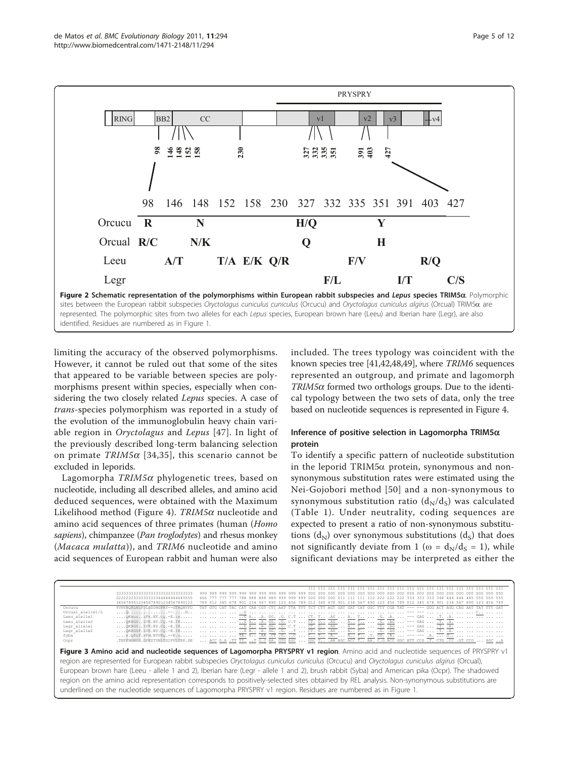**Figure 2 Schematic representation of the polymorphisms within European rabbit subspecies and *Lepus* species TRIM5α**. Polymorphic sites between the European rabbit subspecies *Oryctolagus cuniculus cuniculus* (Orcucu) and *Oryctolagus cuniculus algirus* (Orcual) TRIM5α are represented. The polymorphic sites from two alleles for each *Lepus* species, European brown hare (Leeu) and Iberian hare (Legr), are also identified. Residues are numbered as in Figure 1.

limiting the accuracy of the observed polymorphisms. However, it cannot be ruled out that some of the sites that appeared to be variable between species are polymorphisms present within species, especially when considering the two closely related *Lepus* species. A case of *trans*-species polymorphism was reported in a study of the evolution of the immunoglobulin heavy chain variable region in *Oryctolagus* and *Lepus* [47]. In light of the previously described long-term balancing selection on primate *TRIM5α* [34,35], this scenario cannot be excluded in leporids.

Lagomorpha *TRIM5α* phylogenetic trees, based on nucleotide, including all described alleles, and amino acid deduced sequences, were obtained with the Maximum Likelihood method (Figure 4). *TRIM5α* nucleotide and amino acid sequences of three primates (human (*Homo sapiens*), chimpanzee (*Pan troglodytes*) and rhesus monkey (*Macaca mulatta*)), and *TRIM6* nucleotide and amino acid sequences of European rabbit and human were also included. The trees typology was coincident with the known species tree [41,42,48,49], where *TRIM6* sequences represented an outgroup, and primate and lagomorph *TRIM5α* formed two orthologs groups. Due to the identical typology between the two sets of data, only the tree based on nucleotide sequences is represented in Figure 4.

### Inference of positive selection in Lagomorpha TRIM5α protein

To identify a specific pattern of nucleotide substitution in the leporid TRIM5α protein, synonymous and non-synonymous substitution rates were estimated using the Nei-Gojobori method [50] and a non-synonymous to synonymous substitution ratio ($d_N/d_S$) was calculated (Table 1). Under neutrality, coding sequences are expected to present a ratio of non-synonymous substitutions ($d_N$) over synonymous substitutions ($d_S$) that does not significantly deviate from 1 ($\omega = d_N/d_S = 1$), while significant deviations may be interpreted as either the

**Figure 3 Amino acid and nucleotide sequences of Lagomorpha PRYSPRY v1 region**. Amino acid and nucleotide sequences of PRYSPRY v1 region are represented for European rabbit subspecies *Oryctolagus cuniculus cuniculus* (Orcucu) and *Oryctolagus cuniculus algirus* (Orcual), European brown hare (Leeu - allele 1 and 2), Iberian hare (Legr - allele 1 and 2), brush rabbit (Syba) and American pika (Ocpr). The shadowed region on the amino acid representation corresponds to positively-selected sites obtained by REL analysis. Non-synonymous substitutions are underlined on the nucleotide sequences of Lagomorpha PRYSPRY v1 region. Residues are numbered as in Figure 1.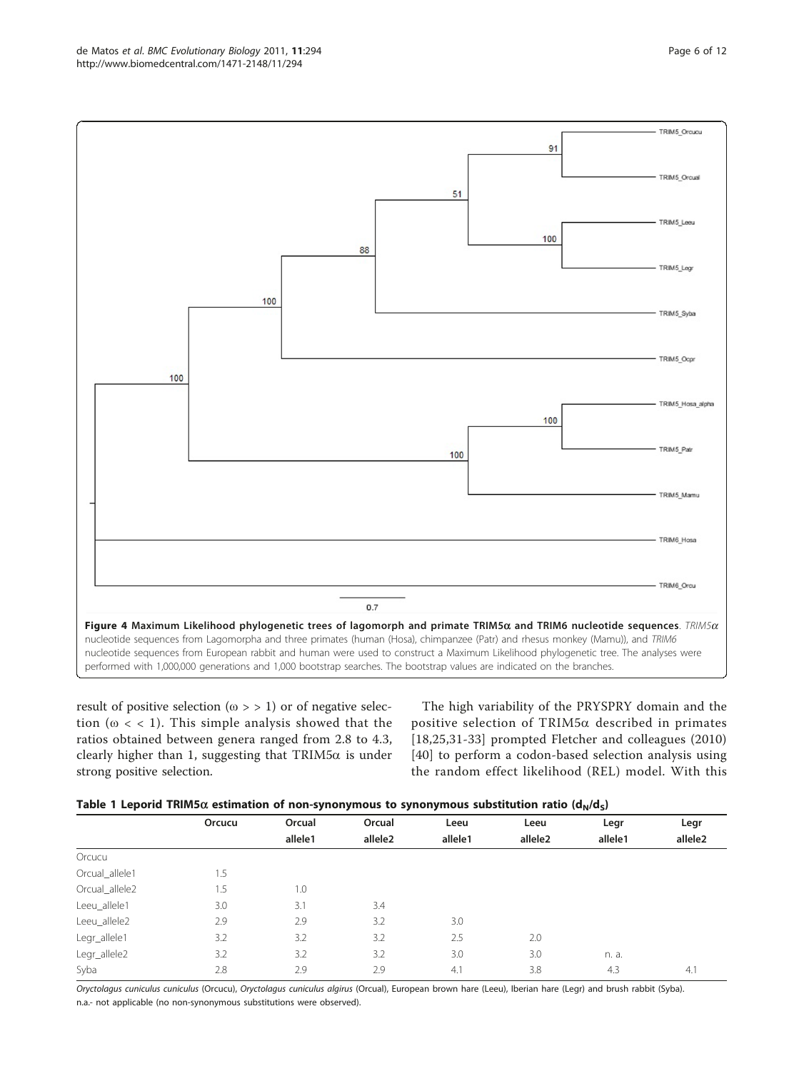**Figure 4 Maximum Likelihood phylogenetic trees of lagomorph and primate TRIM5α and TRIM6 nucleotide sequences**. *TRIM5α* nucleotide sequences from Lagomorpha and three primates (human (Hosa), chimpanzee (Patr) and rhesus monkey (Mamu)), and *TRIM6* nucleotide sequences from European rabbit and human were used to construct a Maximum Likelihood phylogenetic tree. The analyses were performed with 1,000,000 generations and 1,000 bootstrap searches. The bootstrap values are indicated on the branches.

result of positive selection ($\omega >> 1$) or of negative selection ($\omega << 1$). This simple analysis showed that the ratios obtained between genera ranged from 2.8 to 4.3, clearly higher than 1, suggesting that TRIM5α is under strong positive selection.

The high variability of the PRYSPRY domain and the positive selection of TRIM5α described in primates [18,25,31-33] prompted Fletcher and colleagues (2010) [40] to perform a codon-based selection analysis using the random effect likelihood (REL) model. With this

**Table 1 Leporid TRIM5α estimation of non-synonymous to synonymous substitution ratio ($d_N/d_S$)**

| | Orcucu | Orcual allele1 | Orcual allele2 | Leeu allele1 | Leeu allele2 | Legr allele1 | Legr allele2 |
|---|---|---|---|---|---|---|---|
| Orcucu | | | | | | | |
| Orcual_allele1 | 1.5 | | | | | | |
| Orcual_allele2 | 1.5 | 1.0 | | | | | |
| Leeu_allele1 | 3.0 | 3.1 | 3.4 | | | | |
| Leeu_allele2 | 2.9 | 2.9 | 3.2 | 3.0 | | | |
| Legr_allele1 | 3.2 | 3.2 | 3.2 | 2.5 | 2.0 | | |
| Legr_allele2 | 3.2 | 3.2 | 3.2 | 3.0 | 3.0 | n. a. | |
| Syba | 2.8 | 2.9 | 2.9 | 4.1 | 3.8 | 4.3 | 4.1 |

*Oryctolagus cuniculus cuniculus* (Orcucu), *Oryctolagus cuniculus algirus* (Orcual), European brown hare (Leeu), Iberian hare (Legr) and brush rabbit (Syba).
n.a.- not applicable (no non-synonymous substitutions were observed).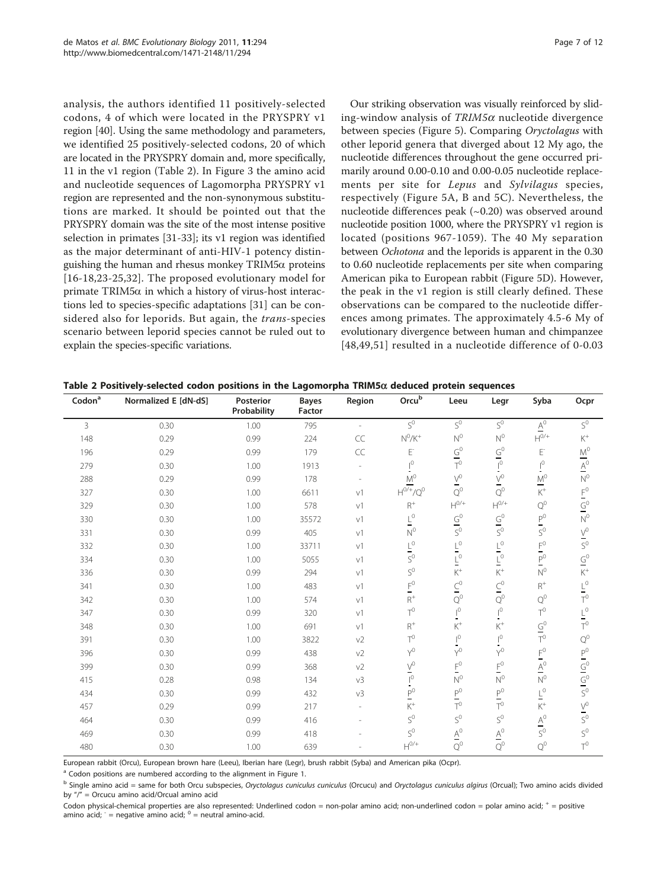analysis, the authors identified 11 positively-selected codons, 4 of which were located in the PRYSPRY v1 region [40]. Using the same methodology and parameters, we identified 25 positively-selected codons, 20 of which are located in the PRYSPRY domain and, more specifically, 11 in the v1 region (Table 2). In Figure 3 the amino acid and nucleotide sequences of Lagomorpha PRYSPRY v1 region are represented and the non-synonymous substitutions are marked. It should be pointed out that the PRYSPRY domain was the site of the most intense positive selection in primates [31-33]; its v1 region was identified as the major determinant of anti-HIV-1 potency distinguishing the human and rhesus monkey TRIM5α proteins [16-18,23-25,32]. The proposed evolutionary model for primate TRIM5α in which a history of virus-host interactions led to species-specific adaptations [31] can be considered also for leporids. But again, the *trans*-species scenario between leporid species cannot be ruled out to explain the species-specific variations.

Our striking observation was visually reinforced by sliding-window analysis of *TRIM5α* nucleotide divergence between species (Figure 5). Comparing *Oryctolagus* with other leporid genera that diverged about 12 My ago, the nucleotide differences throughout the gene occurred primarily around 0.00-0.10 and 0.00-0.05 nucleotide replacements per site for *Lepus* and *Sylvilagus* species, respectively (Figure 5A, B and 5C). Nevertheless, the nucleotide differences peak (~0.20) was observed around nucleotide position 1000, where the PRYSPRY v1 region is located (positions 967-1059). The 40 My separation between *Ochotona* and the leporids is apparent in the 0.30 to 0.60 nucleotide replacements per site when comparing American pika to European rabbit (Figure 5D). However, the peak in the v1 region is still clearly defined. These observations can be compared to the nucleotide differences among primates. The approximately 4.5-6 My of evolutionary divergence between human and chimpanzee [48,49,51] resulted in a nucleotide difference of 0-0.03

**Table 2 Positively-selected codon positions in the Lagomorpha TRIM5α deduced protein sequences**

| Codon[a] | Normalized E [dN-dS] | Posterior Probability | Bayes Factor | Region | Orcu[b] | Leeu | Legr | Syba | Ocpr |
|---|---|---|---|---|---|---|---|---|---|
| 3 | 0.30 | 1.00 | 795 | - | S$^0$ | S$^0$ | S$^0$ | <u>A</u>$^0$ | S$^0$ |
| 148 | 0.29 | 0.99 | 224 | CC | N$^0$/K$^+$ | N$^0$ | N$^0$ | H$^{0/+}$ | K$^+$ |
| 196 | 0.29 | 0.99 | 179 | CC | E$^-$ | <u>G</u>$^0$ | <u>G</u>$^0$ | E$^-$ | <u>M</u>$^0$ |
| 279 | 0.30 | 1.00 | 1913 | - | <u>I</u>$^0$ | T$^0$ | <u>I</u>$^0$ | <u>I</u>$^0$ | <u>A</u>$^0$ |
| 288 | 0.29 | 0.99 | 178 | - | <u>M</u>$^0$ | <u>V</u>$^0$ | <u>V</u>$^0$ | <u>M</u>$^0$ | N$^0$ |
| 327 | 0.30 | 1.00 | 6611 | v1 | H$^{0/+}$/Q$^0$ | Q$^0$ | Q$^0$ | K$^+$ | <u>F</u>$^0$ |
| 329 | 0.30 | 1.00 | 578 | v1 | R$^+$ | H$^{0/+}$ | H$^{0/+}$ | Q$^0$ | <u>G</u>$^0$ |
| 330 | 0.30 | 1.00 | 35572 | v1 | <u>L</u>$^0$ | <u>G</u>$^0$ | <u>G</u>$^0$ | <u>P</u>$^0$ | N$^0$ |
| 331 | 0.30 | 0.99 | 405 | v1 | N$^0$ | S$^0$ | S$^0$ | S$^0$ | <u>V</u>$^0$ |
| 332 | 0.30 | 1.00 | 33711 | v1 | <u>L</u>$^0$ | <u>L</u>$^0$ | <u>L</u>$^0$ | <u>F</u>$^0$ | S$^0$ |
| 334 | 0.30 | 1.00 | 5055 | v1 | S$^0$ | <u>L</u>$^0$ | <u>L</u>$^0$ | <u>P</u>$^0$ | <u>G</u>$^0$ |
| 336 | 0.30 | 0.99 | 294 | v1 | S$^0$ | K$^+$ | K$^+$ | N$^0$ | K$^+$ |
| 341 | 0.30 | 1.00 | 483 | v1 | <u>F</u>$^0$ | <u>C</u>$^0$ | <u>C</u>$^0$ | R$^+$ | <u>L</u>$^0$ |
| 342 | 0.30 | 1.00 | 574 | v1 | R$^+$ | Q$^0$ | Q$^0$ | Q$^0$ | T$^0$ |
| 347 | 0.30 | 0.99 | 320 | v1 | T$^0$ | <u>I</u>$^0$ | <u>I</u>$^0$ | T$^0$ | <u>L</u>$^0$ |
| 348 | 0.30 | 1.00 | 691 | v1 | R$^+$ | K$^+$ | K$^+$ | <u>G</u>$^0$ | T$^0$ |
| 391 | 0.30 | 1.00 | 3822 | v2 | T$^0$ | <u>I</u>$^0$ | <u>I</u>$^0$ | T$^0$ | Q$^0$ |
| 396 | 0.30 | 0.99 | 438 | v2 | Y$^0$ | Y$^0$ | Y$^0$ | <u>F</u>$^0$ | <u>P</u>$^0$ |
| 399 | 0.30 | 0.99 | 368 | v2 | <u>V</u>$^0$ | <u>F</u>$^0$ | <u>F</u>$^0$ | <u>A</u>$^0$ | <u>G</u>$^0$ |
| 415 | 0.28 | 0.98 | 134 | v3 | <u>I</u>$^0$ | N$^0$ | N$^0$ | N$^0$ | <u>G</u>$^0$ |
| 434 | 0.30 | 0.99 | 432 | v3 | <u>P</u>$^0$ | <u>P</u>$^0$ | <u>P</u>$^0$ | <u>L</u>$^0$ | S$^0$ |
| 457 | 0.29 | 0.99 | 217 | - | K$^+$ | T$^0$ | T$^0$ | K$^+$ | <u>V</u>$^0$ |
| 464 | 0.30 | 0.99 | 416 | - | S$^0$ | S$^0$ | S$^0$ | <u>A</u>$^0$ | S$^0$ |
| 469 | 0.30 | 0.99 | 418 | - | S$^0$ | <u>A</u>$^0$ | <u>A</u>$^0$ | S$^0$ | S$^0$ |
| 480 | 0.30 | 1.00 | 639 | - | H$^{0/+}$ | Q$^0$ | Q$^0$ | Q$^0$ | T$^0$ |

European rabbit (Orcu), European brown hare (Leeu), Iberian hare (Legr), brush rabbit (Syba) and American pika (Ocpr).

[a] Codon positions are numbered according to the alignment in Figure 1.

[b] Single amino acid = same for both Orcu subspecies, *Oryctolagus cuniculus cuniculus* (Orcucu) and *Oryctolagus cuniculus algirus* (Orcual); Two amino acids divided by "/" = Orcucu amino acid/Orcual amino acid

Codon physical-chemical properties are also represented: Underlined codon = non-polar amino acid; non-underlined codon = polar amino acid; $^+$ = positive amino acid; $^-$ = negative amino acid; $^0$ = neutral amino-acid.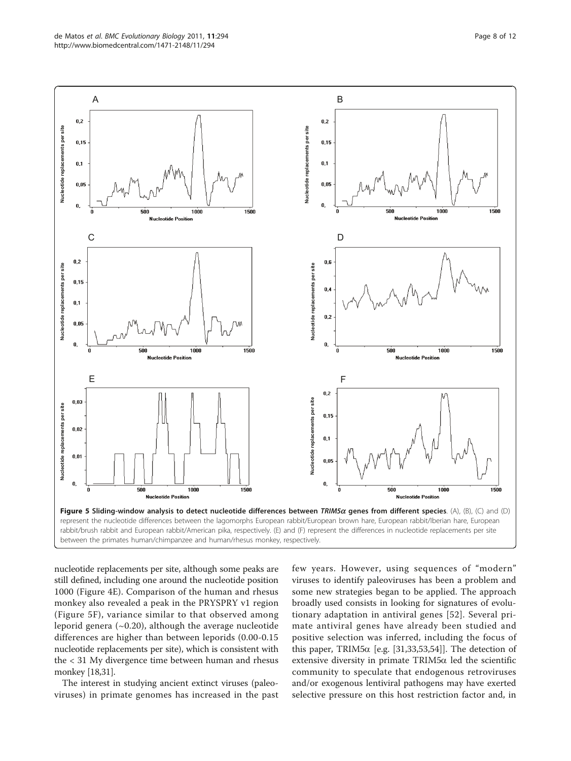**Figure 5 Sliding-window analysis to detect nucleotide differences between *TRIM5α* genes from different species**. (A), (B), (C) and (D) represent the nucleotide differences between the lagomorphs European rabbit/European brown hare, European rabbit/Iberian hare, European rabbit/brush rabbit and European rabbit/American pika, respectively. (E) and (F) represent the differences in nucleotide replacements per site between the primates human/chimpanzee and human/rhesus monkey, respectively.

nucleotide replacements per site, although some peaks are still defined, including one around the nucleotide position 1000 (Figure 4E). Comparison of the human and rhesus monkey also revealed a peak in the PRYSPRY v1 region (Figure 5F), variance similar to that observed among leporid genera (~0.20), although the average nucleotide differences are higher than between leporids (0.00-0.15 nucleotide replacements per site), which is consistent with the < 31 My divergence time between human and rhesus monkey [18,31].

The interest in studying ancient extinct viruses (paleoviruses) in primate genomes has increased in the past few years. However, using sequences of "modern" viruses to identify paleoviruses has been a problem and some new strategies began to be applied. The approach broadly used consists in looking for signatures of evolutionary adaptation in antiviral genes [52]. Several primate antiviral genes have already been studied and positive selection was inferred, including the focus of this paper, TRIM5α [e.g. [31,33,53,54]]. The detection of extensive diversity in primate TRIM5α led the scientific community to speculate that endogenous retroviruses and/or exogenous lentiviral pathogens may have exerted selective pressure on this host restriction factor and, in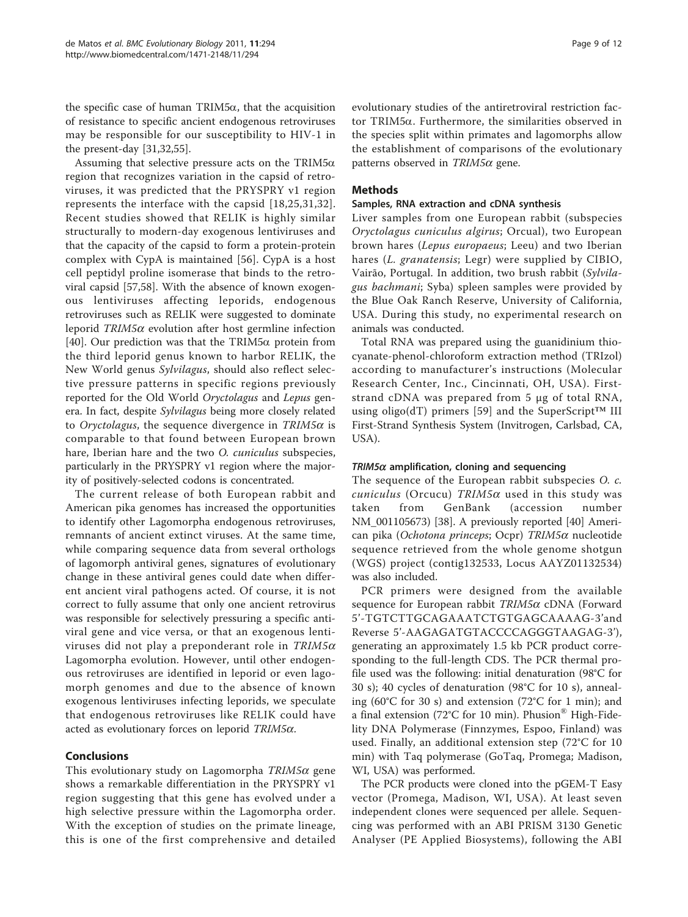the specific case of human TRIM5α, that the acquisition of resistance to specific ancient endogenous retroviruses may be responsible for our susceptibility to HIV-1 in the present-day [31,32,55].

Assuming that selective pressure acts on the TRIM5α region that recognizes variation in the capsid of retroviruses, it was predicted that the PRYSPRY v1 region represents the interface with the capsid [18,25,31,32]. Recent studies showed that RELIK is highly similar structurally to modern-day exogenous lentiviruses and that the capacity of the capsid to form a protein-protein complex with CypA is maintained [56]. CypA is a host cell peptidyl proline isomerase that binds to the retroviral capsid [57,58]. With the absence of known exogenous lentiviruses affecting leporids, endogenous retroviruses such as RELIK were suggested to dominate leporid *TRIM5α* evolution after host germline infection [40]. Our prediction was that the TRIM5α protein from the third leporid genus known to harbor RELIK, the New World genus *Sylvilagus*, should also reflect selective pressure patterns in specific regions previously reported for the Old World *Oryctolagus* and *Lepus* genera. In fact, despite *Sylvilagus* being more closely related to *Oryctolagus*, the sequence divergence in *TRIM5α* is comparable to that found between European brown hare, Iberian hare and the two *O. cuniculus* subspecies, particularly in the PRYSPRY v1 region where the majority of positively-selected codons is concentrated.

The current release of both European rabbit and American pika genomes has increased the opportunities to identify other Lagomorpha endogenous retroviruses, remnants of ancient extinct viruses. At the same time, while comparing sequence data from several orthologs of lagomorph antiviral genes, signatures of evolutionary change in these antiviral genes could date when different ancient viral pathogens acted. Of course, it is not correct to fully assume that only one ancient retrovirus was responsible for selectively pressuring a specific antiviral gene and vice versa, or that an exogenous lentiviruses did not play a preponderant role in *TRIM5α* Lagomorpha evolution. However, until other endogenous retroviruses are identified in leporid or even lagomorph genomes and due to the absence of known exogenous lentiviruses infecting leporids, we speculate that endogenous retroviruses like RELIK could have acted as evolutionary forces on leporid *TRIM5α*.

## Conclusions

This evolutionary study on Lagomorpha *TRIM5α* gene shows a remarkable differentiation in the PRYSPRY v1 region suggesting that this gene has evolved under a high selective pressure within the Lagomorpha order. With the exception of studies on the primate lineage, this is one of the first comprehensive and detailed evolutionary studies of the antiretroviral restriction factor TRIM5α. Furthermore, the similarities observed in the species split within primates and lagomorphs allow the establishment of comparisons of the evolutionary patterns observed in *TRIM5α* gene.

## Methods

### Samples, RNA extraction and cDNA synthesis

Liver samples from one European rabbit (subspecies *Oryctolagus cuniculus algirus*; Orcual), two European brown hares (*Lepus europaeus*; Leeu) and two Iberian hares (*L. granatensis*; Legr) were supplied by CIBIO, Vairão, Portugal. In addition, two brush rabbit (*Sylvilagus bachmani*; Syba) spleen samples were provided by the Blue Oak Ranch Reserve, University of California, USA. During this study, no experimental research on animals was conducted.

Total RNA was prepared using the guanidinium thiocyanate-phenol-chloroform extraction method (TRIzol) according to manufacturer's instructions (Molecular Research Center, Inc., Cincinnati, OH, USA). First-strand cDNA was prepared from 5 μg of total RNA, using oligo(dT) primers [59] and the SuperScript™ III First-Strand Synthesis System (Invitrogen, Carlsbad, CA, USA).

### *TRIM5α* amplification, cloning and sequencing

The sequence of the European rabbit subspecies *O. c. cuniculus* (Orcucu) *TRIM5α* used in this study was taken from GenBank (accession number NM_001105673) [38]. A previously reported [40] American pika (*Ochotona princeps*; Ocpr) *TRIM5α* nucleotide sequence retrieved from the whole genome shotgun (WGS) project (contig132533, Locus AAYZ01132534) was also included.

PCR primers were designed from the available sequence for European rabbit *TRIM5α* cDNA (Forward 5'-TGTCTTGCAGAAATCTGTGAGCAAAAG-3'and Reverse 5'-AAGAGATGTACCCCAGGGTAAGAG-3'), generating an approximately 1.5 kb PCR product corresponding to the full-length CDS. The PCR thermal profile used was the following: initial denaturation (98°C for 30 s); 40 cycles of denaturation (98°C for 10 s), annealing (60°C for 30 s) and extension (72°C for 1 min); and a final extension (72°C for 10 min). Phusion® High-Fidelity DNA Polymerase (Finnzymes, Espoo, Finland) was used. Finally, an additional extension step (72°C for 10 min) with Taq polymerase (GoTaq, Promega; Madison, WI, USA) was performed.

The PCR products were cloned into the pGEM-T Easy vector (Promega, Madison, WI, USA). At least seven independent clones were sequenced per allele. Sequencing was performed with an ABI PRISM 3130 Genetic Analyser (PE Applied Biosystems), following the ABI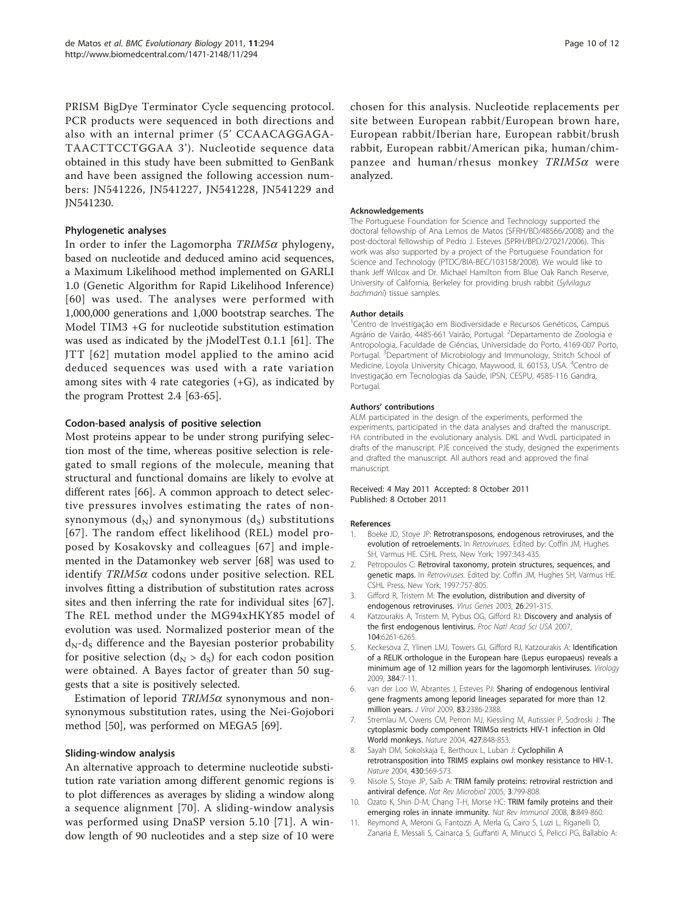PRISM BigDye Terminator Cycle sequencing protocol. PCR products were sequenced in both directions and also with an internal primer (5' CCAACAGGAGA-TAACTTCCTGGAA 3'). Nucleotide sequence data obtained in this study have been submitted to GenBank and have been assigned the following accession numbers: JN541226, JN541227, JN541228, JN541229 and JN541230.

### Phylogenetic analyses

In order to infer the Lagomorpha *TRIM5α* phylogeny, based on nucleotide and deduced amino acid sequences, a Maximum Likelihood method implemented on GARLI 1.0 (Genetic Algorithm for Rapid Likelihood Inference) [60] was used. The analyses were performed with 1,000,000 generations and 1,000 bootstrap searches. The Model TIM3 +G for nucleotide substitution estimation was used as indicated by the jModelTest 0.1.1 [61]. The JTT [62] mutation model applied to the amino acid deduced sequences was used with a rate variation among sites with 4 rate categories (+G), as indicated by the program Prottest 2.4 [63-65].

### Codon-based analysis of positive selection

Most proteins appear to be under strong purifying selection most of the time, whereas positive selection is relegated to small regions of the molecule, meaning that structural and functional domains are likely to evolve at different rates [66]. A common approach to detect selective pressures involves estimating the rates of non-synonymous ($d_N$) and synonymous ($d_S$) substitutions [67]. The random effect likelihood (REL) model proposed by Kosakovsky and colleagues [67] and implemented in the Datamonkey web server [68] was used to identify *TRIM5α* codons under positive selection. REL involves fitting a distribution of substitution rates across sites and then inferring the rate for individual sites [67]. The REL method under the MG94xHKY85 model of evolution was used. Normalized posterior mean of the $d_N$-$d_S$ difference and the Bayesian posterior probability for positive selection ($d_N > d_S$) for each codon position were obtained. A Bayes factor of greater than 50 suggests that a site is positively selected.

Estimation of leporid *TRIM5α* synonymous and non-synonymous substitution rates, using the Nei-Gojobori method [50], was performed on MEGA5 [69].

### Sliding-window analysis

An alternative approach to determine nucleotide substitution rate variation among different genomic regions is to plot differences as averages by sliding a window along a sequence alignment [70]. A sliding-window analysis was performed using DnaSP version 5.10 [71]. A window length of 90 nucleotides and a step size of 10 were chosen for this analysis. Nucleotide replacements per site between European rabbit/European brown hare, European rabbit/Iberian hare, European rabbit/brush rabbit, European rabbit/American pika, human/chimpanzee and human/rhesus monkey *TRIM5α* were analyzed.

#### Acknowledgements

The Portuguese Foundation for Science and Technology supported the doctoral fellowship of Ana Lemos de Matos (SFRH/BD/48566/2008) and the post-doctoral fellowship of Pedro J. Esteves (SPRH/BPD/27021/2006). This work was also supported by a project of the Portuguese Foundation for Science and Technology (PTDC/BIA-BEC/103158/2008). We would like to thank Jeff Wilcox and Dr. Michael Hamilton from Blue Oak Ranch Reserve, University of California, Berkeley for providing brush rabbit (*Sylvilagus bachmani*) tissue samples.

#### Author details

[1]Centro de Investigação em Biodiversidade e Recursos Genéticos, Campus Agrário de Vairão, 4485-661 Vairão, Portugal. [2]Departamento de Zoologia e Antropologia, Faculdade de Ciências, Universidade do Porto, 4169-007 Porto, Portugal. [3]Department of Microbiology and Immunology, Stritch School of Medicine, Loyola University Chicago, Maywood, IL 60153, USA. [4]Centro de Investigação em Tecnologias da Saúde, IPSN, CESPU, 4585-116 Gandra, Portugal.

#### Authors' contributions

ALM participated in the design of the experiments, performed the experiments, participated in the data analyses and drafted the manuscript. HA contributed in the evolutionary analysis. DKL and WvdL participated in drafts of the manuscript. PJE conceived the study, designed the experiments and drafted the manuscript. All authors read and approved the final manuscript.

Received: 4 May 2011 Accepted: 8 October 2011
Published: 8 October 2011

#### References

1. Boeke JD, Stoye JP: **Retrotransposons, endogenous retroviruses, and the evolution of retroelements.** In *Retroviruses.* Edited by: Coffin JM, Hughes SH, Varmus HE. CSHL Press, New York; 1997:343-435.
2. Petropoulos C: **Retroviral taxonomy, protein structures, sequences, and genetic maps.** In *Retroviruses.* Edited by: Coffin JM, Hughes SH, Varmus HE. CSHL Press, New York; 1997:757-805.
3. Gifford R, Tristem M: **The evolution, distribution and diversity of endogenous retroviruses.** *Virus Genes* 2003, **26**:291-315.
4. Katzourakis A, Tristem M, Pybus OG, Gifford RJ: **Discovery and analysis of the first endogenous lentivirus.** *Proc Natl Acad Sci USA* 2007, **104**:6261-6265.
5. Keckesova Z, Ylinen LMJ, Towers GJ, Gifford RJ, Katzourakis A: **Identification of a RELIK orthologue in the European hare (Lepus europaeus) reveals a minimum age of 12 million years for the lagomorph lentiviruses.** *Virology* 2009, **384**:7-11.
6. van der Loo W, Abrantes J, Esteves PJ: **Sharing of endogenous lentiviral gene fragments among leporid lineages separated for more than 12 million years.** *J Virol* 2009, **83**:2386-2388.
7. Stremlau M, Owens CM, Perron MJ, Kiessling M, Autissier P, Sodroski J: **The cytoplasmic body component TRIM5α restricts HIV-1 infection in Old World monkeys.** *Nature* 2004, **427**:848-853.
8. Sayah DM, Sokolskaja E, Berthoux L, Luban J: **Cyclophilin A retrotransposition into TRIM5 explains owl monkey resistance to HIV-1.** *Nature* 2004, **430**:569-573.
9. Nisole S, Stoye JP, Saïb A: **TRIM family proteins: retroviral restriction and antiviral defence.** *Nat Rev Microbiol* 2005, **3**:799-808.
10. Ozato K, Shin D-M, Chang T-H, Morse HC: **TRIM family proteins and their emerging roles in innate immunity.** *Nat Rev Immunol* 2008, **8**:849-860.
11. Reymond A, Meroni G, Fantozzi A, Merla G, Cairo S, Luzi L, Riganelli D, Zanaria E, Messali S, Cainarca S, Guffanti A, Minucci S, Pelicci PG, Ballabio A: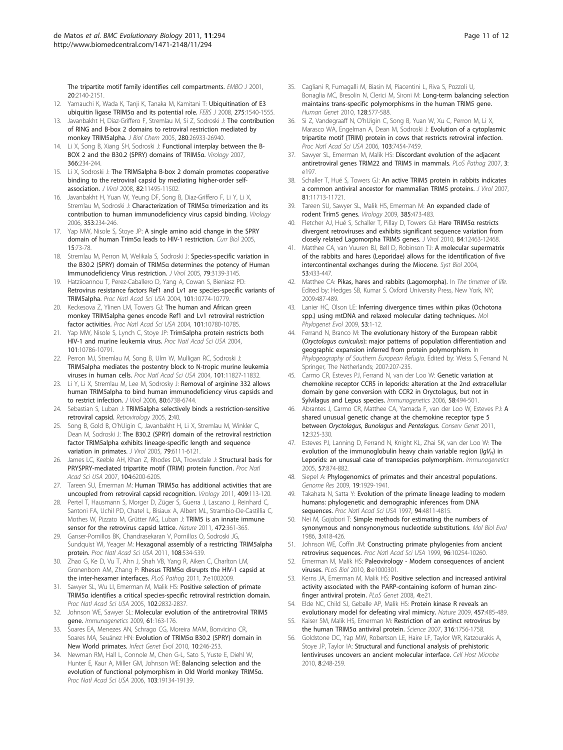The tripartite motif family identifies cell compartments. *EMBO J* 2001, 20:2140-2151.

12. Yamauchi K, Wada K, Tanji K, Tanaka M, Kamitani T: **Ubiquitination of E3 ubiquitin ligase TRIM5α and its potential role.** *FEBS J* 2008, 275:1540-1555.
13. Javanbakht H, Diaz-Griffero F, Stremlau M, Si Z, Sodroski J: **The contribution of RING and B-box 2 domains to retroviral restriction mediated by monkey TRIM5alpha.** *J Biol Chem* 2005, 280:26933-26940.
14. Li X, Song B, Xiang SH, Sodroski J: **Functional interplay between the B-BOX 2 and the B30.2 (SPRY) domains of TRIM5α.** *Virology* 2007, 366:234-244.
15. Li X, Sodroski J: **The TRIM5alpha B-box 2 domain promotes cooperative binding to the retroviral capsid by mediating higher-order self-association.** *J Virol* 2008, 82:11495-11502.
16. Javanbakht H, Yuan W, Yeung DF, Song B, Diaz-Griffero F, Li Y, Li X, Stremlau M, Sodroski J: **Characterization of TRIM5α trimerization and its contribution to human immunodeficiency virus capsid binding.** *Virology* 2006, 353:234-246.
17. Yap MW, Nisole S, Stoye JP: **A single amino acid change in the SPRY domain of human Trim5α leads to HIV-1 restriction.** *Curr Biol* 2005, 15:73-78.
18. Stremlau M, Perron M, Welikala S, Sodroski J: **Species-specific variation in the B30.2 (SPRY) domain of TRIM5α determines the potency of Human Immunodeficiency Virus restriction.** *J Virol* 2005, 79:3139-3145.
19. Hatziioannou T, Perez-Caballero D, Yang A, Cowan S, Bieniasz PD: **Retrovirus resistance factors Ref1 and Lv1 are species-specific variants of TRIM5alpha.** *Proc Natl Acad Sci USA* 2004, 101:10774-10779.
20. Keckesova Z, Ylinen LM, Towers GJ: **The human and African green monkey TRIM5alpha genes encode Ref1 and Lv1 retroviral restriction factor activities.** *Proc Natl Acad Sci USA* 2004, 101:10780-10785.
21. Yap MW, Nisole S, Lynch C, Stoye JP: **Trim5alpha protein restricts both HIV-1 and murine leukemia virus.** *Proc Natl Acad Sci USA* 2004, 101:10786-10791.
22. Perron MJ, Stremlau M, Song B, Ulm W, Mulligan RC, Sodroski J: **TRIM5alpha mediates the postentry block to N-tropic murine leukemia viruses in human cells.** *Proc Natl Acad Sci USA* 2004, 101:11827-11832.
23. Li Y, Li X, Stremlau M, Lee M, Sodrosky J: **Removal of arginine 332 allows human TRIM5alpha to bind human immunodeficiency virus capsids and to restrict infection.** *J Virol* 2006, 80:6738-6744.
24. Sebastian S, Luban J: **TRIM5alpha selectively binds a restriction-sensitive retroviral capsid.** *Retrovirology* 2005, 2:40.
25. Song B, Gold B, O'hUigin C, Javanbakht H, Li X, Stremlau M, Winkler C, Dean M, Sodroski J: **The B30.2 (SPRY) domain of the retroviral restriction factor TRIM5alpha exhibits lineage-specific length and sequence variation in primates.** *J Virol* 2005, 79:6111-6121.
26. James LC, Keeble AH, Khan Z, Rhodes DA, Trowsdale J: **Structural basis for PRYSPRY-mediated tripartite motif (TRIM) protein function.** *Proc Natl Acad Sci USA* 2007, 104:6200-6205.
27. Tareen SU, Emerman M: **Human TRIM5α has additional activities that are uncoupled from retroviral capsid recognition.** *Virology* 2011, 409:113-120.
28. Pertel T, Hausmann S, Morger D, Züger S, Guerra J, Lascano J, Reinhard C, Santoni FA, Uchil PD, Chatel L, Bisiaux A, Albert ML, Strambio-De-Castillia C, Mothes W, Pizzato M, Grütter MG, Luban J: **TRIM5 is an innate immune sensor for the retrovirus capsid lattice.** *Nature* 2011, 472:361-365.
29. Ganser-Pornillos BK, Chandrasekaran V, Pornillos O, Sodroski JG, Sundquist WI, Yeager M: **Hexagonal assembly of a restricting TRIM5alpha protein.** *Proc Natl Acad Sci USA* 2011, 108:534-539.
30. Zhao G, Ke D, Vu T, Ahn J, Shah VB, Yang R, Aiken C, Charlton LM, Gronenborn AM, Zhang P: **Rhesus TRIM5α disrupts the HIV-1 capsid at the inter-hexamer interfaces.** *PLoS Pathog* 2011, 7:e1002009.
31. Sawyer SL, Wu LI, Emerman M, Malik HS: **Positive selection of primate TRIM5α identifies a critical species-specific retroviral restriction domain.** *Proc Natl Acad Sci USA* 2005, 102:2832-2837.
32. Johnson WE, Sawyer SL: **Molecular evolution of the antiretroviral TRIM5 gene.** *Immunogenetics* 2009, 61:163-176.
33. Soares EA, Menezes AN, Schrago CG, Moreira MAM, Bonvicino CR, Soares MA, Seuánez HN: **Evolution of TRIM5α B30.2 (SPRY) domain in New World primates.** *Infect Genet Evol* 2010, 10:246-253.
34. Newman RM, Hall L, Connole M, Chen G-L, Sato S, Yuste E, Diehl W, Hunter E, Kaur A, Miller GM, Johnson WE: **Balancing selection and the evolution of functional polymorphism in Old World monkey TRIM5α.** *Proc Natl Acad Sci USA* 2006, 103:19134-19139.
35. Cagliani R, Fumagalli M, Biasin M, Piacentini L, Riva S, Pozzoli U, Bonaglia MC, Bresolin N, Clerici M, Sironi M: **Long-term balancing selection maintains trans-specific polymorphisms in the human TRIM5 gene.** *Human Genet* 2010, 128:577-588.
36. Si Z, Vandegraaff N, O'hUigin C, Song B, Yuan W, Xu C, Perron M, Li X, Marasco WA, Engelman A, Dean M, Sodroski J: **Evolution of a cytoplasmic tripartite motif (TRIM) protein in cows that restricts retroviral infection.** *Proc Natl Acad Sci USA* 2006, 103:7454-7459.
37. Sawyer SL, Emerman M, Malik HS: **Discordant evolution of the adjacent antiretroviral genes TRIM22 and TRIM5 in mammals.** *PLoS Pathog* 2007, 3:e197.
38. Schaller T, Hué S, Towers GJ: **An active TRIM5 protein in rabbits indicates a common antiviral ancestor for mammalian TRIM5 proteins.** *J Virol* 2007, 81:11713-11721.
39. Tareen SU, Sawyer SL, Malik HS, Emerman M: **An expanded clade of rodent Trim5 genes.** *Virology* 2009, 385:473-483.
40. Fletcher AJ, Hué S, Schaller T, Pillay D, Towers GJ: **Hare TRIM5α restricts divergent retroviruses and exhibits significant sequence variation from closely related Lagomorpha TRIM5 genes.** *J Virol* 2010, 84:12463-12468.
41. Matthee CA, van Vuuren BJ, Bell D, Robinson TJ: **A molecular supermatrix of the rabbits and hares (Leporidae) allows for the identification of five intercontinental exchanges during the Miocene.** *Syst Biol* 2004, 53:433-447.
42. Matthee CA: **Pikas, hares and rabbits (Lagomorpha).** In *The timetree of life.* Edited by: Hedges SB, Kumar S. Oxford University Press, New York, NY; 2009:487-489.
43. Lanier HC, Olson LE: **Inferring divergence times within pikas (Ochotona spp.) using mtDNA and relaxed molecular dating techniques.** *Mol Phylogenet Evol* 2009, 53:1-12.
44. Ferrand N, Branco M: **The evolutionary history of the European rabbit (*Oryctolagus cuniculus*): major patterns of population differentiation and geographic expansion inferred from protein polymorphism.** In *Phylogeography of Southern European Refugia.* Edited by: Weiss S, Ferrand N. Springer, The Netherlands; 2007:207-235.
45. Carmo CR, Esteves PJ, Ferrand N, van der Loo W: **Genetic variation at chemokine receptor CCR5 in leporids: alteration at the 2nd extracellular domain by gene conversion with CCR2 in Oryctolagus, but not in Sylvilagus and Lepus species.** *Immunogenetics* 2006, 58:494-501.
46. Abrantes J, Carmo CR, Matthee CA, Yamada F, van der Loo W, Esteves PJ: **A shared unusual genetic change at the chemokine receptor type 5 between *Oryctolagus*, *Bunolagus* and *Pentalagus*.** *Conserv Genet* 2011, 12:325-330.
47. Esteves PJ, Lanning D, Ferrand N, Knight KL, Zhai SK, van der Loo W: **The evolution of the immunoglobulin heavy chain variable region ($IgV_H$) in Leporids: an unusual case of transspecies polymorphism.** *Immunogenetics* 2005, 57:874-882.
48. Siepel A: **Phylogenomics of primates and their ancestral populations.** *Genome Res* 2009, 19:1929-1941.
49. Takahata N, Satta Y: **Evolution of the primate lineage leading to modern humans: phylogenetic and demographic inferences from DNA sequences.** *Proc Natl Acad Sci USA* 1997, 94:4811-4815.
50. Nei M, Gojobori T: **Simple methods for estimating the numbers of synonymous and nonsynonymous nucleotide substitutions.** *Mol Biol Evol* 1986, 3:418-426.
51. Johnson WE, Coffin JM: **Constructing primate phylogenies from ancient retrovirus sequences.** *Proc Natl Acad Sci USA* 1999, 96:10254-10260.
52. Emerman M, Malik HS: **Paleovirology - Modern consequences of ancient viruses.** *PLoS Biol* 2010, 8:e1000301.
53. Kerns JA, Emerman M, Malik HS: **Positive selection and increased antiviral activity associated with the PARP-containing isoform of human zinc-finger antiviral protein.** *PLoS Genet* 2008, 4:e21.
54. Elde NC, Child SJ, Geballe AP, Malik HS: **Protein kinase R reveals an evolutionary model for defeating viral mimicry.** *Nature* 2009, 457:485-489.
55. Kaiser SM, Malik HS, Emerman M: **Restriction of an extinct retrovirus by the human TRIM5α antiviral protein.** *Science* 2007, 316:1756-1758.
56. Goldstone DC, Yap MW, Robertson LE, Haire LF, Taylor WR, Katzourakis A, Stoye JP, Taylor IA: **Structural and functional analysis of prehistoric lentiviruses uncovers an ancient molecular interface.** *Cell Host Microbe* 2010, 8:248-259.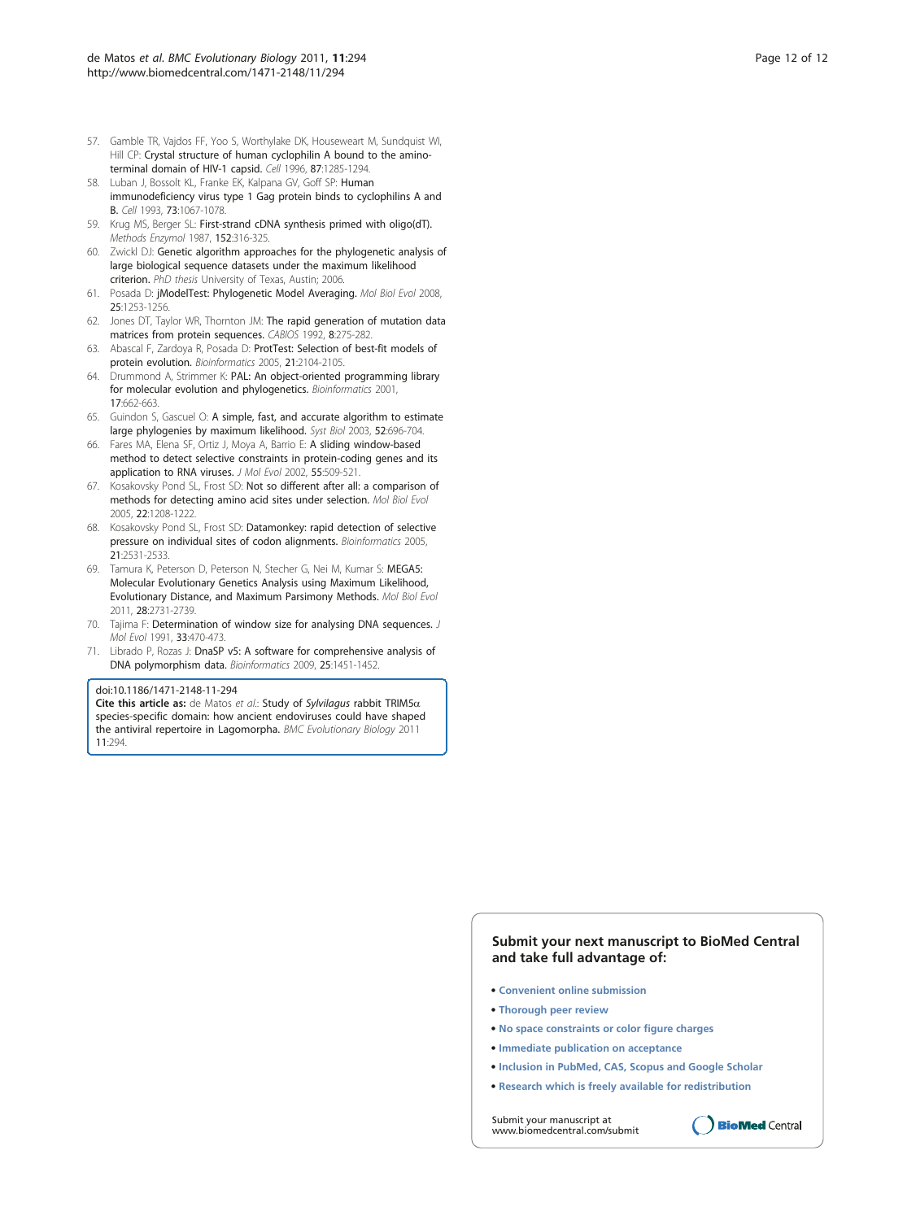57. Gamble TR, Vajdos FF, Yoo S, Worthylake DK, Houseweart M, Sundquist WI, Hill CP: **Crystal structure of human cyclophilin A bound to the amino-terminal domain of HIV-1 capsid.** *Cell* 1996, **87**:1285-1294.
58. Luban J, Bossolt KL, Franke EK, Kalpana GV, Goff SP: **Human immunodeficiency virus type 1 Gag protein binds to cyclophilins A and B.** *Cell* 1993, **73**:1067-1078.
59. Krug MS, Berger SL: **First-strand cDNA synthesis primed with oligo(dT).** *Methods Enzymol* 1987, **152**:316-325.
60. Zwickl DJ: **Genetic algorithm approaches for the phylogenetic analysis of large biological sequence datasets under the maximum likelihood criterion.** *PhD thesis* University of Texas, Austin; 2006.
61. Posada D: **jModelTest: Phylogenetic Model Averaging.** *Mol Biol Evol* 2008, **25**:1253-1256.
62. Jones DT, Taylor WR, Thornton JM: **The rapid generation of mutation data matrices from protein sequences.** *CABIOS* 1992, **8**:275-282.
63. Abascal F, Zardoya R, Posada D: **ProtTest: Selection of best-fit models of protein evolution.** *Bioinformatics* 2005, **21**:2104-2105.
64. Drummond A, Strimmer K: **PAL: An object-oriented programming library for molecular evolution and phylogenetics.** *Bioinformatics* 2001, **17**:662-663.
65. Guindon S, Gascuel O: **A simple, fast, and accurate algorithm to estimate large phylogenies by maximum likelihood.** *Syst Biol* 2003, **52**:696-704.
66. Fares MA, Elena SF, Ortiz J, Moya A, Barrio E: **A sliding window-based method to detect selective constraints in protein-coding genes and its application to RNA viruses.** *J Mol Evol* 2002, **55**:509-521.
67. Kosakovsky Pond SL, Frost SD: **Not so different after all: a comparison of methods for detecting amino acid sites under selection.** *Mol Biol Evol* 2005, **22**:1208-1222.
68. Kosakovsky Pond SL, Frost SD: **Datamonkey: rapid detection of selective pressure on individual sites of codon alignments.** *Bioinformatics* 2005, **21**:2531-2533.
69. Tamura K, Peterson D, Peterson N, Stecher G, Nei M, Kumar S: **MEGA5: Molecular Evolutionary Genetics Analysis using Maximum Likelihood, Evolutionary Distance, and Maximum Parsimony Methods.** *Mol Biol Evol* 2011, **28**:2731-2739.
70. Tajima F: **Determination of window size for analysing DNA sequences.** *J Mol Evol* 1991, **33**:470-473.
71. Librado P, Rozas J: **DnaSP v5: A software for comprehensive analysis of DNA polymorphism data.** *Bioinformatics* 2009, **25**:1451-1452.

doi:10.1186/1471-2148-11-294

**Cite this article as:** de Matos *et al.*: Study of *Sylvilagus* rabbit TRIM5α species-specific domain: how ancient endoviruses could have shaped the antiviral repertoire in Lagomorpha. *BMC Evolutionary Biology* 2011 11:294.

**Submit your next manuscript to BioMed Central and take full advantage of:**

- **Convenient online submission**
- **Thorough peer review**
- **No space constraints or color figure charges**
- **Immediate publication on acceptance**
- **Inclusion in PubMed, CAS, Scopus and Google Scholar**
- **Research which is freely available for redistribution**

Submit your manuscript at www.biomedcentral.com/submit

BioMed Central